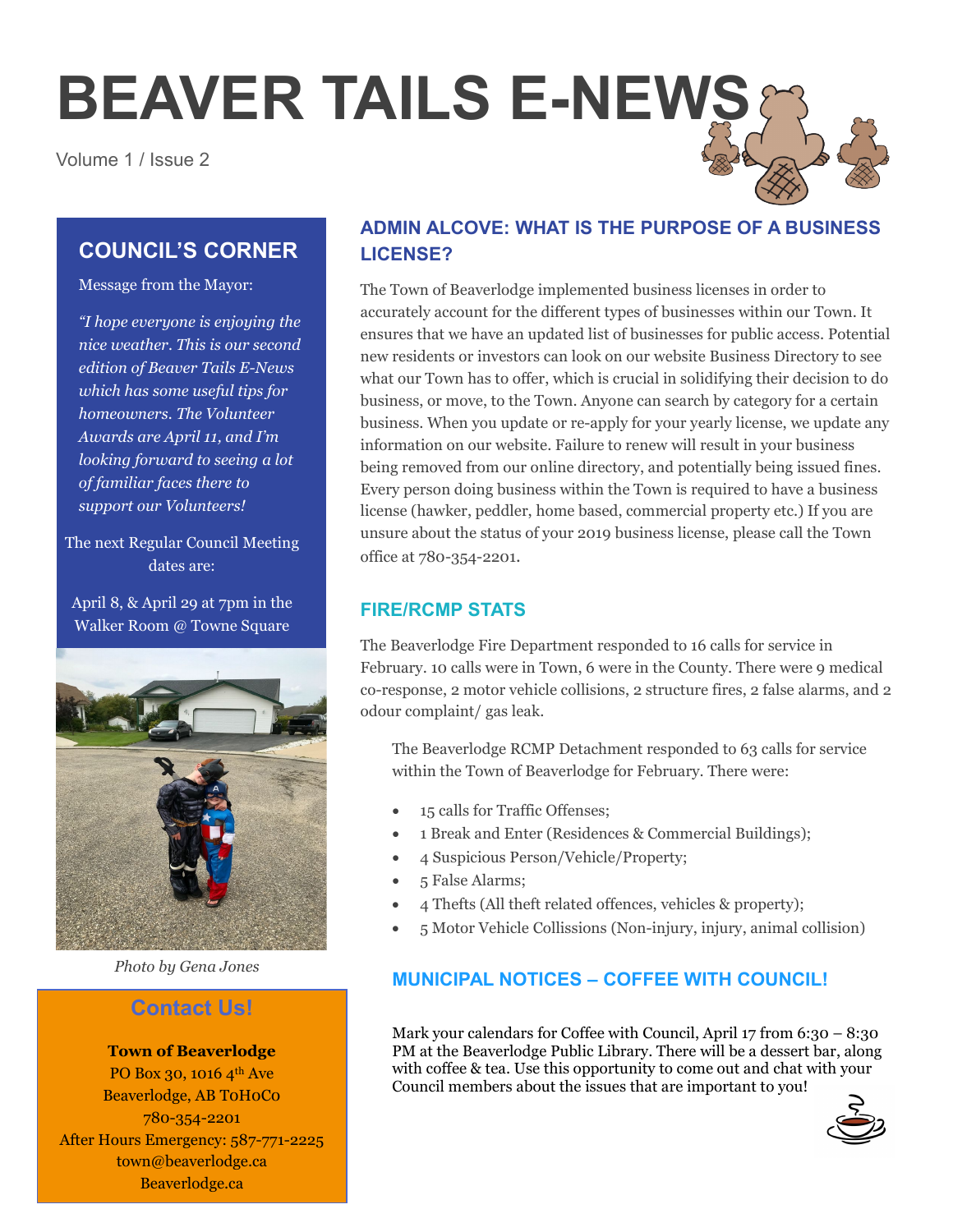# BEAVER TAILS E-NEWS

Volume 1 / Issue 2

## COUNCIL'S CORNER

Message from the Mayor:

*"I hope everyone is enjoying the nice weather. This is our second edition of Beaver Tails E-News which has some useful tips for homeowners. The Volunteer Awards are April 11, and I'm looking forward to seeing a lot of familiar faces there to support our Volunteers!*

The next Regular Council Meeting dates are:

April 8, & April 29 at 7pm in the Walker Room @ Towne Square

*Photo by Gena Jones*

## Contact Us!

**Town of Beaverlodge**
PO Box 30, 1016 4th Ave
Beaverlodge, AB T0H0C0
780-354-2201
After Hours Emergency: 587-771-2225
town@beaverlodge.ca
Beaverlodge.ca

## ADMIN ALCOVE: WHAT IS THE PURPOSE OF A BUSINESS LICENSE?

The Town of Beaverlodge implemented business licenses in order to accurately account for the different types of businesses within our Town. It ensures that we have an updated list of businesses for public access. Potential new residents or investors can look on our website Business Directory to see what our Town has to offer, which is crucial in solidifying their decision to do business, or move, to the Town. Anyone can search by category for a certain business. When you update or re-apply for your yearly license, we update any information on our website. Failure to renew will result in your business being removed from our online directory, and potentially being issued fines. Every person doing business within the Town is required to have a business license (hawker, peddler, home based, commercial property etc.) If you are unsure about the status of your 2019 business license, please call the Town office at 780-354-2201.

## FIRE/RCMP STATS

The Beaverlodge Fire Department responded to 16 calls for service in February. 10 calls were in Town, 6 were in the County. There were 9 medical co-response, 2 motor vehicle collisions, 2 structure fires, 2 false alarms, and 2 odour complaint/ gas leak.

The Beaverlodge RCMP Detachment responded to 63 calls for service within the Town of Beaverlodge for February. There were:

- 15 calls for Traffic Offenses;
- 1 Break and Enter (Residences & Commercial Buildings);
- 4 Suspicious Person/Vehicle/Property;
- 5 False Alarms;
- 4 Thefts (All theft related offences, vehicles & property);
- 5 Motor Vehicle Collissions (Non-injury, injury, animal collision)

## MUNICIPAL NOTICES – COFFEE WITH COUNCIL!

Mark your calendars for Coffee with Council, April 17 from 6:30 – 8:30 PM at the Beaverlodge Public Library. There will be a dessert bar, along with coffee & tea. Use this opportunity to come out and chat with your Council members about the issues that are important to you!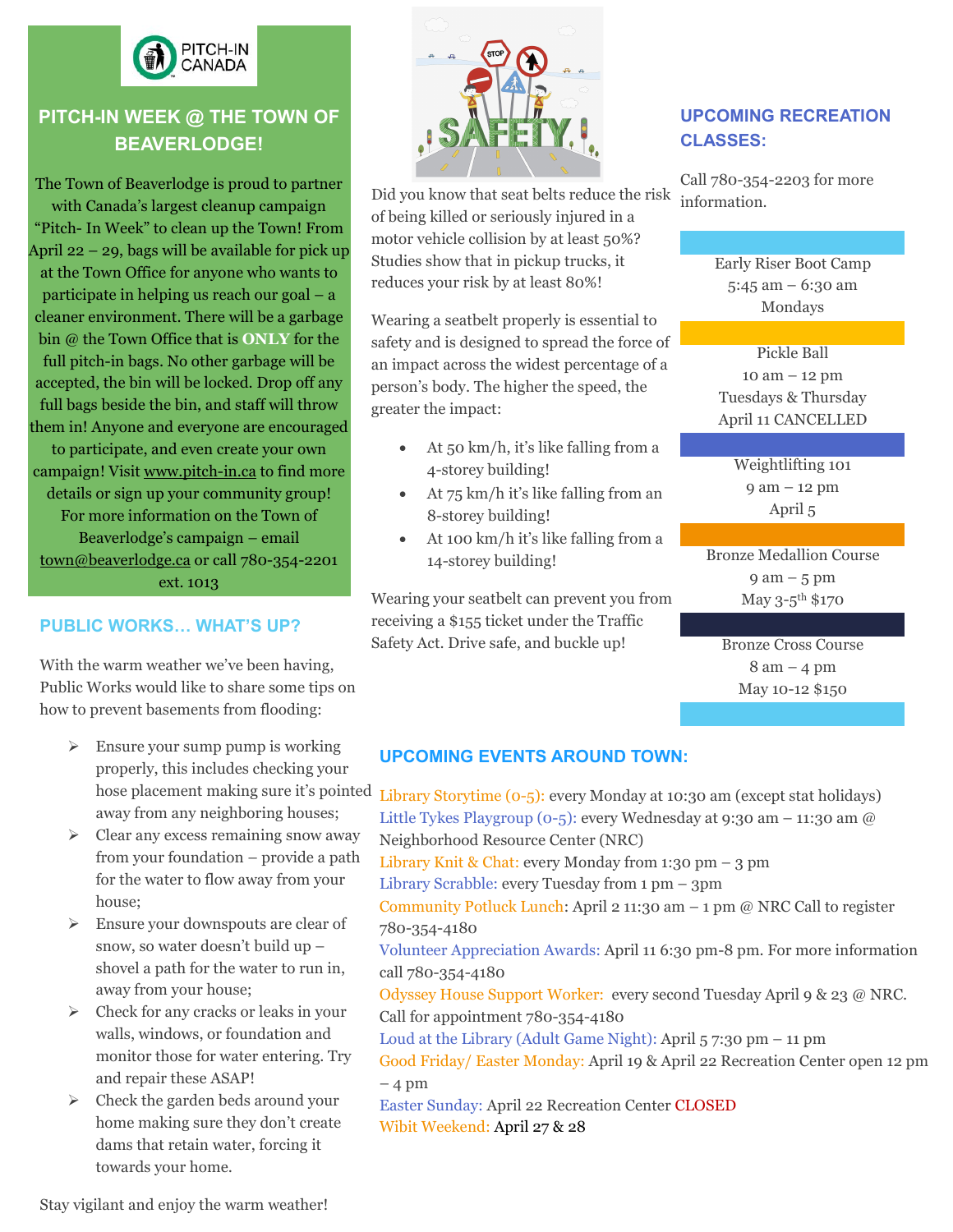PITCH-IN CANADA

## PITCH-IN WEEK @ THE TOWN OF BEAVERLODGE!

The Town of Beaverlodge is proud to partner with Canada's largest cleanup campaign "Pitch- In Week" to clean up the Town! From April 22 – 29, bags will be available for pick up at the Town Office for anyone who wants to participate in helping us reach our goal – a cleaner environment. There will be a garbage bin @ the Town Office that is **ONLY** for the full pitch-in bags. No other garbage will be accepted, the bin will be locked. Drop off any full bags beside the bin, and staff will throw them in! Anyone and everyone are encouraged to participate, and even create your own campaign! Visit www.pitch-in.ca to find more details or sign up your community group! For more information on the Town of Beaverlodge's campaign – email town@beaverlodge.ca or call 780-354-2201 ext. 1013

## PUBLIC WORKS… WHAT'S UP?

With the warm weather we've been having, Public Works would like to share some tips on how to prevent basements from flooding:

- Ensure your sump pump is working properly, this includes checking your hose placement making sure it's pointed away from any neighboring houses;
- Clear any excess remaining snow away from your foundation – provide a path for the water to flow away from your house;
- Ensure your downspouts are clear of snow, so water doesn't build up – shovel a path for the water to run in, away from your house;
- Check for any cracks or leaks in your walls, windows, or foundation and monitor those for water entering. Try and repair these ASAP!
- Check the garden beds around your home making sure they don't create dams that retain water, forcing it towards your home.

Stay vigilant and enjoy the warm weather!

## SAFETY

Did you know that seat belts reduce the risk of being killed or seriously injured in a motor vehicle collision by at least 50%? Studies show that in pickup trucks, it reduces your risk by at least 80%!

Wearing a seatbelt properly is essential to safety and is designed to spread the force of an impact across the widest percentage of a person's body. The higher the speed, the greater the impact:

- At 50 km/h, it's like falling from a 4-storey building!
- At 75 km/h it's like falling from an 8-storey building!
- At 100 km/h it's like falling from a 14-storey building!

Wearing your seatbelt can prevent you from receiving a $155 ticket under the Traffic Safety Act. Drive safe, and buckle up!

## UPCOMING RECREATION CLASSES:

Call 780-354-2203 for more information.

Early Riser Boot Camp
5:45 am – 6:30 am
Mondays

Pickle Ball
10 am – 12 pm
Tuesdays & Thursday
April 11 CANCELLED

Weightlifting 101
9 am – 12 pm
April 5

Bronze Medallion Course
9 am – 5 pm
May 3-5th $170

Bronze Cross Course
8 am – 4 pm
May 10-12 $150

## UPCOMING EVENTS AROUND TOWN:

Library Storytime (0-5): every Monday at 10:30 am (except stat holidays)
Little Tykes Playgroup (0-5): every Wednesday at 9:30 am – 11:30 am @ Neighborhood Resource Center (NRC)
Library Knit & Chat: every Monday from 1:30 pm – 3 pm
Library Scrabble: every Tuesday from 1 pm – 3pm
Community Potluck Lunch: April 2 11:30 am – 1 pm @ NRC Call to register 780-354-4180
Volunteer Appreciation Awards: April 11 6:30 pm-8 pm. For more information call 780-354-4180
Odyssey House Support Worker: every second Tuesday April 9 & 23 @ NRC. Call for appointment 780-354-4180
Loud at the Library (Adult Game Night): April 5 7:30 pm – 11 pm
Good Friday/ Easter Monday: April 19 & April 22 Recreation Center open 12 pm – 4 pm
Easter Sunday: April 22 Recreation Center CLOSED
Wibit Weekend: April 27 & 28